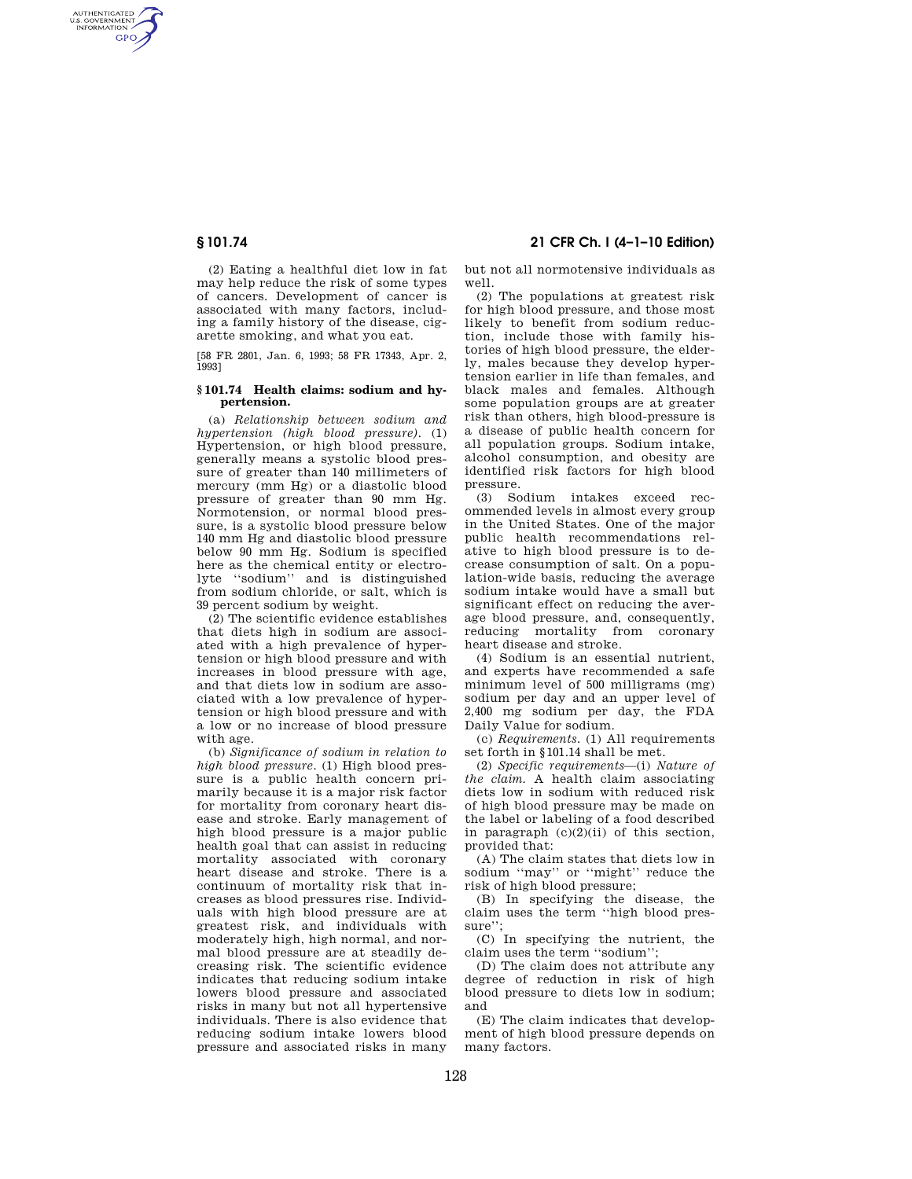(2) Eating a healthful diet low in fat may help reduce the risk of some types of cancers. Development of cancer is associated with many factors, including a family history of the disease, cigarette smoking, and what you eat.

[58 FR 2801, Jan. 6, 1993; 58 FR 17343, Apr. 2, 1993]

### § 101.74 Health claims: sodium and hypertension.

(a) *Relationship between sodium and hypertension (high blood pressure).* (1) Hypertension, or high blood pressure, generally means a systolic blood pressure of greater than 140 millimeters of mercury (mm Hg) or a diastolic blood pressure of greater than 90 mm Hg. Normotension, or normal blood pressure, is a systolic blood pressure below 140 mm Hg and diastolic blood pressure below 90 mm Hg. Sodium is specified here as the chemical entity or electrolyte ''sodium'' and is distinguished from sodium chloride, or salt, which is 39 percent sodium by weight.

(2) The scientific evidence establishes that diets high in sodium are associated with a high prevalence of hypertension or high blood pressure and with increases in blood pressure with age, and that diets low in sodium are associated with a low prevalence of hypertension or high blood pressure and with a low or no increase of blood pressure with age.

(b) *Significance of sodium in relation to high blood pressure.* (1) High blood pressure is a public health concern primarily because it is a major risk factor for mortality from coronary heart disease and stroke. Early management of high blood pressure is a major public health goal that can assist in reducing mortality associated with coronary heart disease and stroke. There is a continuum of mortality risk that increases as blood pressures rise. Individuals with high blood pressure are at greatest risk, and individuals with moderately high, high normal, and normal blood pressure are at steadily decreasing risk. The scientific evidence indicates that reducing sodium intake lowers blood pressure and associated risks in many but not all hypertensive individuals. There is also evidence that reducing sodium intake lowers blood pressure and associated risks in many but not all normotensive individuals as well.

(2) The populations at greatest risk for high blood pressure, and those most likely to benefit from sodium reduction, include those with family histories of high blood pressure, the elderly, males because they develop hypertension earlier in life than females, and black males and females. Although some population groups are at greater risk than others, high blood-pressure is a disease of public health concern for all population groups. Sodium intake, alcohol consumption, and obesity are identified risk factors for high blood pressure.

(3) Sodium intakes exceed recommended levels in almost every group in the United States. One of the major public health recommendations relative to high blood pressure is to decrease consumption of salt. On a population-wide basis, reducing the average sodium intake would have a small but significant effect on reducing the average blood pressure, and, consequently, reducing mortality from coronary heart disease and stroke.

(4) Sodium is an essential nutrient, and experts have recommended a safe minimum level of 500 milligrams (mg) sodium per day and an upper level of 2,400 mg sodium per day, the FDA Daily Value for sodium.

(c) *Requirements.* (1) All requirements set forth in §101.14 shall be met.

(2) *Specific requirements*—(i) *Nature of the claim.* A health claim associating diets low in sodium with reduced risk of high blood pressure may be made on the label or labeling of a food described in paragraph (c)(2)(ii) of this section, provided that:

(A) The claim states that diets low in sodium ''may'' or ''might'' reduce the risk of high blood pressure;

(B) In specifying the disease, the claim uses the term ''high blood pressure'';

(C) In specifying the nutrient, the claim uses the term ''sodium'';

(D) The claim does not attribute any degree of reduction in risk of high blood pressure to diets low in sodium; and

(E) The claim indicates that development of high blood pressure depends on many factors.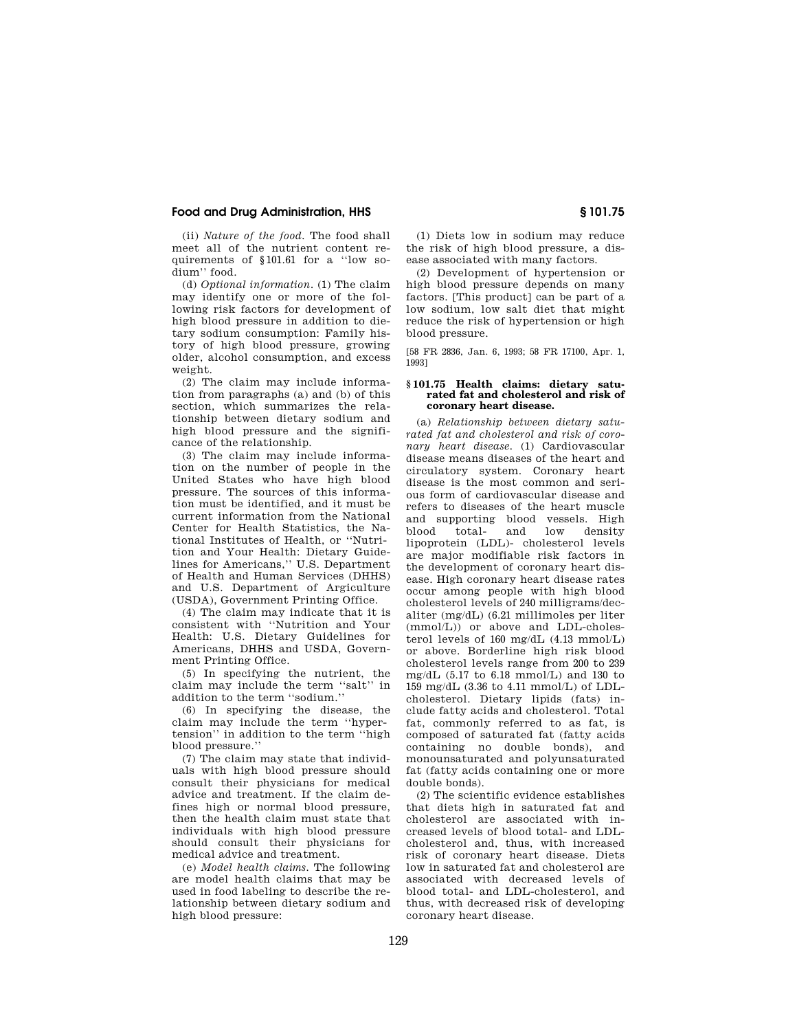(ii) *Nature of the food.* The food shall meet all of the nutrient content requirements of §101.61 for a ''low sodium'' food.

(d) *Optional information.* (1) The claim may identify one or more of the following risk factors for development of high blood pressure in addition to dietary sodium consumption: Family history of high blood pressure, growing older, alcohol consumption, and excess weight.

(2) The claim may include information from paragraphs (a) and (b) of this section, which summarizes the relationship between dietary sodium and high blood pressure and the significance of the relationship.

(3) The claim may include information on the number of people in the United States who have high blood pressure. The sources of this information must be identified, and it must be current information from the National Center for Health Statistics, the National Institutes of Health, or ''Nutrition and Your Health: Dietary Guidelines for Americans,'' U.S. Department of Health and Human Services (DHHS) and U.S. Department of Argiculture (USDA), Government Printing Office.

(4) The claim may indicate that it is consistent with ''Nutrition and Your Health: U.S. Dietary Guidelines for Americans, DHHS and USDA, Government Printing Office.

(5) In specifying the nutrient, the claim may include the term ''salt'' in addition to the term ''sodium.''

(6) In specifying the disease, the claim may include the term ''hypertension'' in addition to the term ''high blood pressure.''

(7) The claim may state that individuals with high blood pressure should consult their physicians for medical advice and treatment. If the claim defines high or normal blood pressure, then the health claim must state that individuals with high blood pressure should consult their physicians for medical advice and treatment.

(e) *Model health claims.* The following are model health claims that may be used in food labeling to describe the relationship between dietary sodium and high blood pressure:

(1) Diets low in sodium may reduce the risk of high blood pressure, a disease associated with many factors.

(2) Development of hypertension or high blood pressure depends on many factors. [This product] can be part of a low sodium, low salt diet that might reduce the risk of hypertension or high blood pressure.

[58 FR 2836, Jan. 6, 1993; 58 FR 17100, Apr. 1, 1993]

### § 101.75 Health claims: dietary saturated fat and cholesterol and risk of coronary heart disease.

(a) *Relationship between dietary saturated fat and cholesterol and risk of coronary heart disease.* (1) Cardiovascular disease means diseases of the heart and circulatory system. Coronary heart disease is the most common and serious form of cardiovascular disease and refers to diseases of the heart muscle and supporting blood vessels. High blood total- and low density lipoprotein (LDL)- cholesterol levels are major modifiable risk factors in the development of coronary heart disease. High coronary heart disease rates occur among people with high blood cholesterol levels of 240 milligrams/deciliter (mg/dL) (6.21 millimoles per liter (mmol/L)) or above and LDL-cholesterol levels of 160 mg/dL (4.13 mmol/L) or above. Borderline high risk blood cholesterol levels range from 200 to 239 mg/dL (5.17 to 6.18 mmol/L) and 130 to 159 mg/dL (3.36 to 4.11 mmol/L) of LDL-cholesterol. Dietary lipids (fats) include fatty acids and cholesterol. Total fat, commonly referred to as fat, is composed of saturated fat (fatty acids containing no double bonds), and monounsaturated and polyunsaturated fat (fatty acids containing one or more double bonds).

(2) The scientific evidence establishes that diets high in saturated fat and cholesterol are associated with increased levels of blood total- and LDL-cholesterol and, thus, with increased risk of coronary heart disease. Diets low in saturated fat and cholesterol are associated with decreased levels of blood total- and LDL-cholesterol, and thus, with decreased risk of developing coronary heart disease.